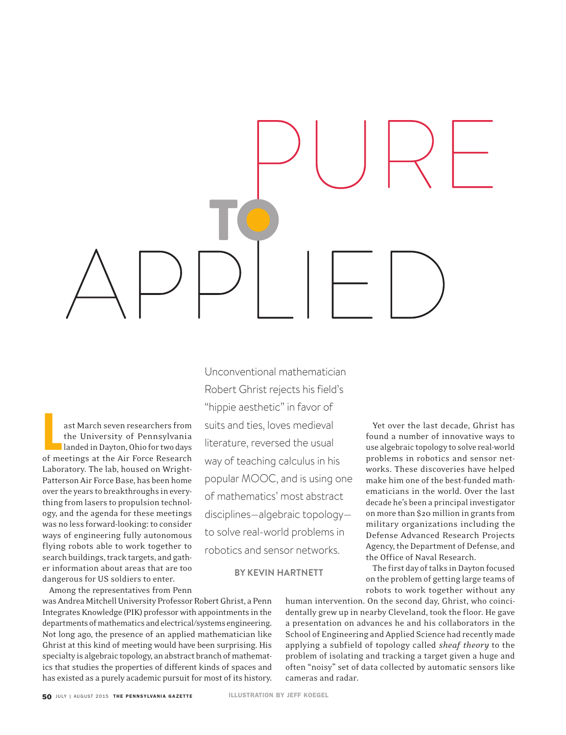# PURE TO APPLIED

Unconventional mathematician Robert Ghrist rejects his field's "hippie aesthetic" in favor of suits and ties, loves medieval literature, reversed the usual way of teaching calculus in his popular MOOC, and is using one of mathematics' most abstract disciplines—algebraic topology—to solve real-world problems in robotics and sensor networks.

**BY KEVIN HARTNETT**

Last March seven researchers from the University of Pennsylvania landed in Dayton, Ohio for two days of meetings at the Air Force Research Laboratory. The lab, housed on Wright-Patterson Air Force Base, has been home over the years to breakthroughs in everything from lasers to propulsion technology, and the agenda for these meetings was no less forward-looking: to consider ways of engineering fully autonomous flying robots able to work together to search buildings, track targets, and gather information about areas that are too dangerous for US soldiers to enter.

Among the representatives from Penn was Andrea Mitchell University Professor Robert Ghrist, a Penn Integrates Knowledge (PIK) professor with appointments in the departments of mathematics and electrical/systems engineering. Not long ago, the presence of an applied mathematician like Ghrist at this kind of meeting would have been surprising. His specialty is algebraic topology, an abstract branch of mathematics that studies the properties of different kinds of spaces and has existed as a purely academic pursuit for most of its history.

Yet over the last decade, Ghrist has found a number of innovative ways to use algebraic topology to solve real-world problems in robotics and sensor networks. These discoveries have helped make him one of the best-funded mathematicians in the world. Over the last decade he's been a principal investigator on more than $20 million in grants from military organizations including the Defense Advanced Research Projects Agency, the Department of Defense, and the Office of Naval Research.

The first day of talks in Dayton focused on the problem of getting large teams of robots to work together without any human intervention. On the second day, Ghrist, who coincidentally grew up in nearby Cleveland, took the floor. He gave a presentation on advances he and his collaborators in the School of Engineering and Applied Science had recently made applying a subfield of topology called *sheaf theory* to the problem of isolating and tracking a target given a huge and often "noisy" set of data collected by automatic sensors like cameras and radar.

ILLUSTRATION BY JEFF KOEGEL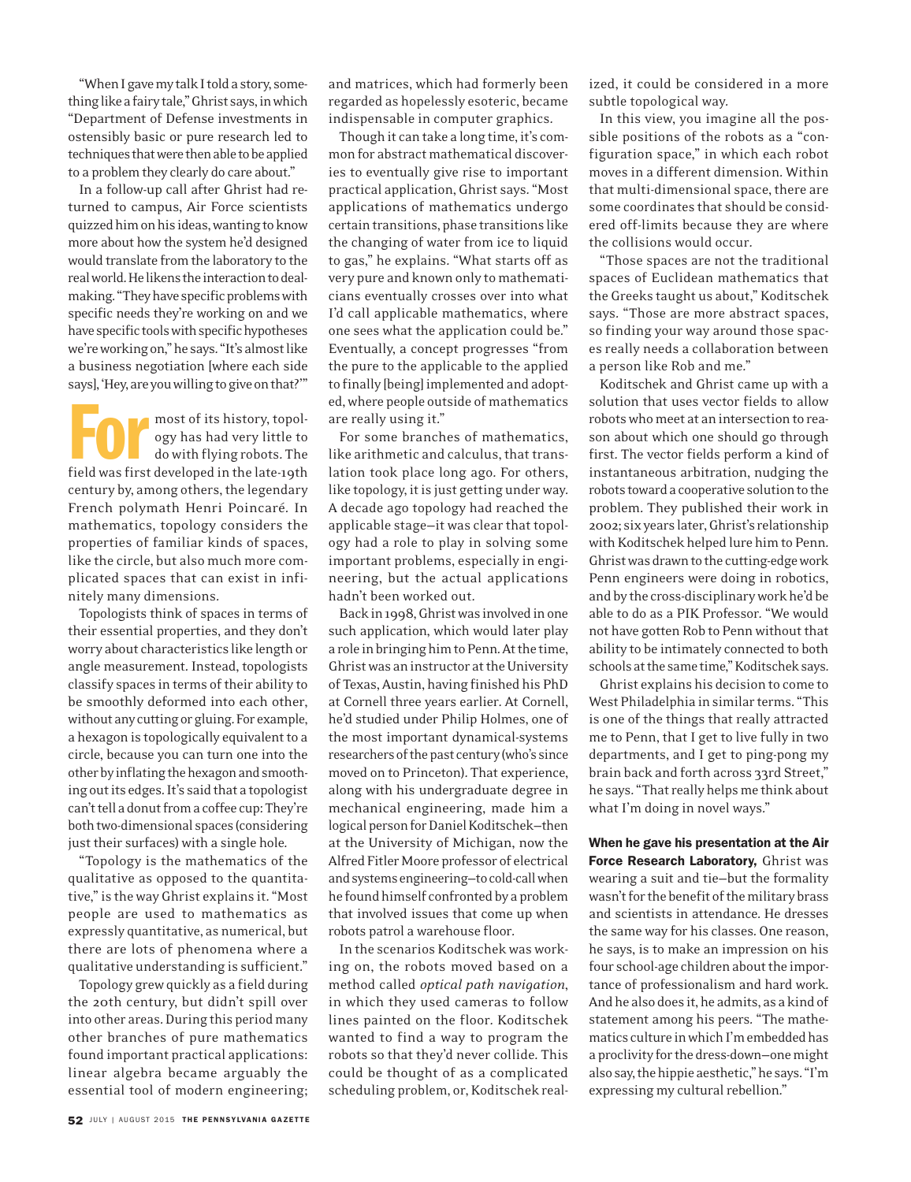"When I gave my talk I told a story, something like a fairy tale," Ghrist says, in which "Department of Defense investments in ostensibly basic or pure research led to techniques that were then able to be applied to a problem they clearly do care about."

In a follow-up call after Ghrist had returned to campus, Air Force scientists quizzed him on his ideas, wanting to know more about how the system he'd designed would translate from the laboratory to the real world. He likens the interaction to dealmaking. "They have specific problems with specific needs they're working on and we have specific tools with specific hypotheses we're working on," he says. "It's almost like a business negotiation [where each side says], 'Hey, are you willing to give on that?'"

**For** most of its history, topology has had very little to do with flying robots. The field was first developed in the late-19th century by, among others, the legendary French polymath Henri Poincaré. In mathematics, topology considers the properties of familiar kinds of spaces, like the circle, but also much more complicated spaces that can exist in infinitely many dimensions.

Topologists think of spaces in terms of their essential properties, and they don't worry about characteristics like length or angle measurement. Instead, topologists classify spaces in terms of their ability to be smoothly deformed into each other, without any cutting or gluing. For example, a hexagon is topologically equivalent to a circle, because you can turn one into the other by inflating the hexagon and smoothing out its edges. It's said that a topologist can't tell a donut from a coffee cup: They're both two-dimensional spaces (considering just their surfaces) with a single hole.

"Topology is the mathematics of the qualitative as opposed to the quantitative," is the way Ghrist explains it. "Most people are used to mathematics as expressly quantitative, as numerical, but there are lots of phenomena where a qualitative understanding is sufficient."

Topology grew quickly as a field during the 20th century, but didn't spill over into other areas. During this period many other branches of pure mathematics found important practical applications: linear algebra became arguably the essential tool of modern engineering; and matrices, which had formerly been regarded as hopelessly esoteric, became indispensable in computer graphics.

Though it can take a long time, it's common for abstract mathematical discoveries to eventually give rise to important practical application, Ghrist says. "Most applications of mathematics undergo certain transitions, phase transitions like the changing of water from ice to liquid to gas," he explains. "What starts off as very pure and known only to mathematicians eventually crosses over into what I'd call applicable mathematics, where one sees what the application could be." Eventually, a concept progresses "from the pure to the applicable to the applied to finally [being] implemented and adopted, where people outside of mathematics are really using it."

For some branches of mathematics, like arithmetic and calculus, that translation took place long ago. For others, like topology, it is just getting under way. A decade ago topology had reached the applicable stage—it was clear that topology had a role to play in solving some important problems, especially in engineering, but the actual applications hadn't been worked out.

Back in 1998, Ghrist was involved in one such application, which would later play a role in bringing him to Penn. At the time, Ghrist was an instructor at the University of Texas, Austin, having finished his PhD at Cornell three years earlier. At Cornell, he'd studied under Philip Holmes, one of the most important dynamical-systems researchers of the past century (who's since moved on to Princeton). That experience, along with his undergraduate degree in mechanical engineering, made him a logical person for Daniel Koditschek—then at the University of Michigan, now the Alfred Fitler Moore professor of electrical and systems engineering—to cold-call when he found himself confronted by a problem that involved issues that come up when robots patrol a warehouse floor.

In the scenarios Koditschek was working on, the robots moved based on a method called *optical path navigation*, in which they used cameras to follow lines painted on the floor. Koditschek wanted to find a way to program the robots so that they'd never collide. This could be thought of as a complicated scheduling problem, or, Koditschek realized, it could be considered in a more subtle topological way.

In this view, you imagine all the possible positions of the robots as a "configuration space," in which each robot moves in a different dimension. Within that multi-dimensional space, there are some coordinates that should be considered off-limits because they are where the collisions would occur.

"Those spaces are not the traditional spaces of Euclidean mathematics that the Greeks taught us about," Koditschek says. "Those are more abstract spaces, so finding your way around those spaces really needs a collaboration between a person like Rob and me."

Koditschek and Ghrist came up with a solution that uses vector fields to allow robots who meet at an intersection to reason about which one should go through first. The vector fields perform a kind of instantaneous arbitration, nudging the robots toward a cooperative solution to the problem. They published their work in 2002; six years later, Ghrist's relationship with Koditschek helped lure him to Penn. Ghrist was drawn to the cutting-edge work Penn engineers were doing in robotics, and by the cross-disciplinary work he'd be able to do as a PIK Professor. "We would not have gotten Rob to Penn without that ability to be intimately connected to both schools at the same time," Koditschek says.

Ghrist explains his decision to come to West Philadelphia in similar terms. "This is one of the things that really attracted me to Penn, that I get to live fully in two departments, and I get to ping-pong my brain back and forth across 33rd Street," he says. "That really helps me think about what I'm doing in novel ways."

**When he gave his presentation at the Air Force Research Laboratory,** Ghrist was wearing a suit and tie—but the formality wasn't for the benefit of the military brass and scientists in attendance. He dresses the same way for his classes. One reason, he says, is to make an impression on his four school-age children about the importance of professionalism and hard work. And he also does it, he admits, as a kind of statement among his peers. "The mathematics culture in which I'm embedded has a proclivity for the dress-down—one might also say, the hippie aesthetic," he says. "I'm expressing my cultural rebellion."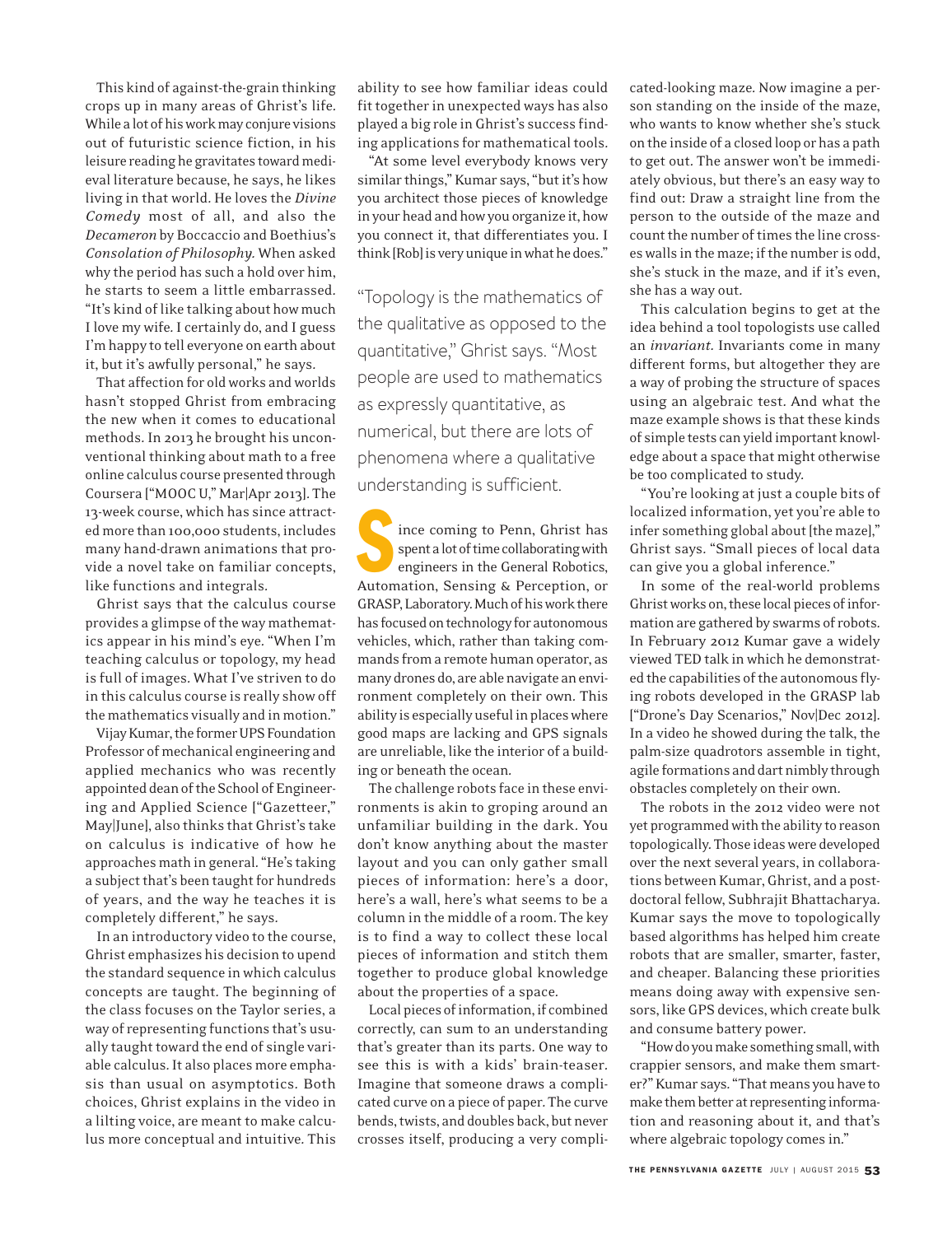This kind of against-the-grain thinking crops up in many areas of Ghrist's life. While a lot of his work may conjure visions out of futuristic science fiction, in his leisure reading he gravitates toward medieval literature because, he says, he likes living in that world. He loves the *Divine Comedy* most of all, and also the *Decameron* by Boccaccio and Boethius's *Consolation of Philosophy*. When asked why the period has such a hold over him, he starts to seem a little embarrassed. "It's kind of like talking about how much I love my wife. I certainly do, and I guess I'm happy to tell everyone on earth about it, but it's awfully personal," he says.

That affection for old works and worlds hasn't stopped Ghrist from embracing the new when it comes to educational methods. In 2013 he brought his unconventional thinking about math to a free online calculus course presented through Coursera ["MOOC U," Mar|Apr 2013]. The 13-week course, which has since attracted more than 100,000 students, includes many hand-drawn animations that provide a novel take on familiar concepts, like functions and integrals.

Ghrist says that the calculus course provides a glimpse of the way mathematics appear in his mind's eye. "When I'm teaching calculus or topology, my head is full of images. What I've striven to do in this calculus course is really show off the mathematics visually and in motion."

Vijay Kumar, the former UPS Foundation Professor of mechanical engineering and applied mechanics who was recently appointed dean of the School of Engineering and Applied Science ["Gazetteer," May|June], also thinks that Ghrist's take on calculus is indicative of how he approaches math in general. "He's taking a subject that's been taught for hundreds of years, and the way he teaches it is completely different," he says.

In an introductory video to the course, Ghrist emphasizes his decision to upend the standard sequence in which calculus concepts are taught. The beginning of the class focuses on the Taylor series, a way of representing functions that's usually taught toward the end of single variable calculus. It also places more emphasis than usual on asymptotics. Both choices, Ghrist explains in the video in a lilting voice, are meant to make calculus more conceptual and intuitive. This ability to see how familiar ideas could fit together in unexpected ways has also played a big role in Ghrist's success finding applications for mathematical tools.

"At some level everybody knows very similar things," Kumar says, "but it's how you architect those pieces of knowledge in your head and how you organize it, how you connect it, that differentiates you. I think [Rob] is very unique in what he does."

> "Topology is the mathematics of the qualitative as opposed to the quantitative," Ghrist says. "Most people are used to mathematics as expressly quantitative, as numerical, but there are lots of phenomena where a qualitative understanding is sufficient.

Since coming to Penn, Ghrist has spent a lot of time collaborating with engineers in the General Robotics, Automation, Sensing & Perception, or GRASP, Laboratory. Much of his work there has focused on technology for autonomous vehicles, which, rather than taking commands from a remote human operator, as many drones do, are able navigate an environment completely on their own. This ability is especially useful in places where good maps are lacking and GPS signals are unreliable, like the interior of a building or beneath the ocean.

The challenge robots face in these environments is akin to groping around an unfamiliar building in the dark. You don't know anything about the master layout and you can only gather small pieces of information: here's a door, here's a wall, here's what seems to be a column in the middle of a room. The key is to find a way to collect these local pieces of information and stitch them together to produce global knowledge about the properties of a space.

Local pieces of information, if combined correctly, can sum to an understanding that's greater than its parts. One way to see this is with a kids' brain-teaser. Imagine that someone draws a complicated curve on a piece of paper. The curve bends, twists, and doubles back, but never crosses itself, producing a very complicated-looking maze. Now imagine a person standing on the inside of the maze, who wants to know whether she's stuck on the inside of a closed loop or has a path to get out. The answer won't be immediately obvious, but there's an easy way to find out: Draw a straight line from the person to the outside of the maze and count the number of times the line crosses walls in the maze; if the number is odd, she's stuck in the maze, and if it's even, she has a way out.

This calculation begins to get at the idea behind a tool topologists use called an *invariant*. Invariants come in many different forms, but altogether they are a way of probing the structure of spaces using an algebraic test. And what the maze example shows is that these kinds of simple tests can yield important knowledge about a space that might otherwise be too complicated to study.

"You're looking at just a couple bits of localized information, yet you're able to infer something global about [the maze]," Ghrist says. "Small pieces of local data can give you a global inference."

In some of the real-world problems Ghrist works on, these local pieces of information are gathered by swarms of robots. In February 2012 Kumar gave a widely viewed TED talk in which he demonstrated the capabilities of the autonomous flying robots developed in the GRASP lab ["Drone's Day Scenarios," Nov|Dec 2012]. In a video he showed during the talk, the palm-size quadrotors assemble in tight, agile formations and dart nimbly through obstacles completely on their own.

The robots in the 2012 video were not yet programmed with the ability to reason topologically. Those ideas were developed over the next several years, in collaborations between Kumar, Ghrist, and a postdoctoral fellow, Subhrajit Bhattacharya. Kumar says the move to topologically based algorithms has helped him create robots that are smaller, smarter, faster, and cheaper. Balancing these priorities means doing away with expensive sensors, like GPS devices, which create bulk and consume battery power.

"How do you make something small, with crappier sensors, and make them smarter?" Kumar says. "That means you have to make them better at representing information and reasoning about it, and that's where algebraic topology comes in."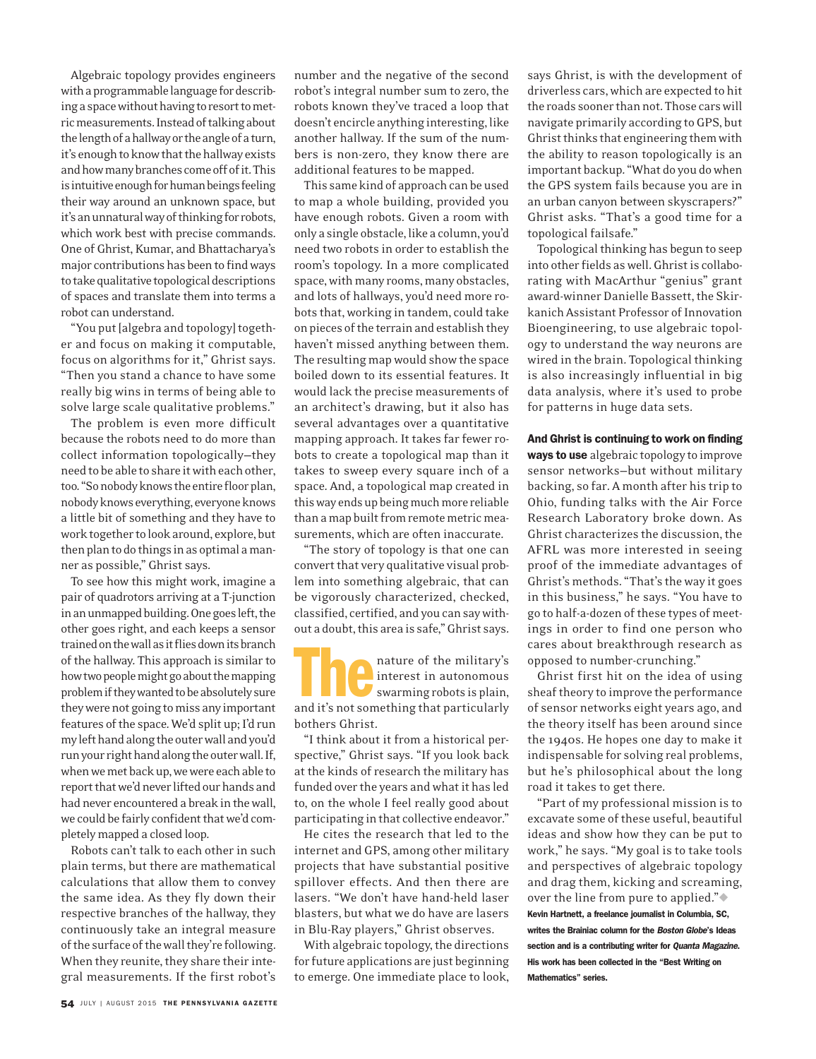Algebraic topology provides engineers with a programmable language for describing a space without having to resort to metric measurements. Instead of talking about the length of a hallway or the angle of a turn, it's enough to know that the hallway exists and how many branches come off of it. This is intuitive enough for human beings feeling their way around an unknown space, but it's an unnatural way of thinking for robots, which work best with precise commands. One of Ghrist, Kumar, and Bhattacharya's major contributions has been to find ways to take qualitative topological descriptions of spaces and translate them into terms a robot can understand.

"You put [algebra and topology] together and focus on making it computable, focus on algorithms for it," Ghrist says. "Then you stand a chance to have some really big wins in terms of being able to solve large scale qualitative problems."

The problem is even more difficult because the robots need to do more than collect information topologically—they need to be able to share it with each other, too. "So nobody knows the entire floor plan, nobody knows everything, everyone knows a little bit of something and they have to work together to look around, explore, but then plan to do things in as optimal a manner as possible," Ghrist says.

To see how this might work, imagine a pair of quadrotors arriving at a T-junction in an unmapped building. One goes left, the other goes right, and each keeps a sensor trained on the wall as it flies down its branch of the hallway. This approach is similar to how two people might go about the mapping problem if they wanted to be absolutely sure they were not going to miss any important features of the space. We'd split up; I'd run my left hand along the outer wall and you'd run your right hand along the outer wall. If, when we met back up, we were each able to report that we'd never lifted our hands and had never encountered a break in the wall, we could be fairly confident that we'd completely mapped a closed loop.

Robots can't talk to each other in such plain terms, but there are mathematical calculations that allow them to convey the same idea. As they fly down their respective branches of the hallway, they continuously take an integral measure of the surface of the wall they're following. When they reunite, they share their integral measurements. If the first robot's number and the negative of the second robot's integral number sum to zero, the robots known they've traced a loop that doesn't encircle anything interesting, like another hallway. If the sum of the numbers is non-zero, they know there are additional features to be mapped.

This same kind of approach can be used to map a whole building, provided you have enough robots. Given a room with only a single obstacle, like a column, you'd need two robots in order to establish the room's topology. In a more complicated space, with many rooms, many obstacles, and lots of hallways, you'd need more robots that, working in tandem, could take on pieces of the terrain and establish they haven't missed anything between them. The resulting map would show the space boiled down to its essential features. It would lack the precise measurements of an architect's drawing, but it also has several advantages over a quantitative mapping approach. It takes far fewer robots to create a topological map than it takes to sweep every square inch of a space. And, a topological map created in this way ends up being much more reliable than a map built from remote metric measurements, which are often inaccurate.

"The story of topology is that one can convert that very qualitative visual problem into something algebraic, that can be vigorously characterized, checked, classified, certified, and you can say without a doubt, this area is safe," Ghrist says.

**The** nature of the military's interest in autonomous swarming robots is plain, and it's not something that particularly bothers Ghrist.

"I think about it from a historical perspective," Ghrist says. "If you look back at the kinds of research the military has funded over the years and what it has led to, on the whole I feel really good about participating in that collective endeavor."

He cites the research that led to the internet and GPS, among other military projects that have substantial positive spillover effects. And then there are lasers. "We don't have hand-held laser blasters, but what we do have are lasers in Blu-Ray players," Ghrist observes.

With algebraic topology, the directions for future applications are just beginning to emerge. One immediate place to look, says Ghrist, is with the development of driverless cars, which are expected to hit the roads sooner than not. Those cars will navigate primarily according to GPS, but Ghrist thinks that engineering them with the ability to reason topologically is an important backup. "What do you do when the GPS system fails because you are in an urban canyon between skyscrapers?" Ghrist asks. "That's a good time for a topological failsafe."

Topological thinking has begun to seep into other fields as well. Ghrist is collaborating with MacArthur "genius" grant award-winner Danielle Bassett, the Skirkanich Assistant Professor of Innovation Bioengineering, to use algebraic topology to understand the way neurons are wired in the brain. Topological thinking is also increasingly influential in big data analysis, where it's used to probe for patterns in huge data sets.

**And Ghrist is continuing to work on finding ways to use** algebraic topology to improve sensor networks—but without military backing, so far. A month after his trip to Ohio, funding talks with the Air Force Research Laboratory broke down. As Ghrist characterizes the discussion, the AFRL was more interested in seeing proof of the immediate advantages of Ghrist's methods. "That's the way it goes in this business," he says. "You have to go to half-a-dozen of these types of meetings in order to find one person who cares about breakthrough research as opposed to number-crunching."

Ghrist first hit on the idea of using sheaf theory to improve the performance of sensor networks eight years ago, and the theory itself has been around since the 1940s. He hopes one day to make it indispensable for solving real problems, but he's philosophical about the long road it takes to get there.

"Part of my professional mission is to excavate some of these useful, beautiful ideas and show how they can be put to work," he says. "My goal is to take tools and perspectives of algebraic topology and drag them, kicking and screaming, over the line from pure to applied."◆

**Kevin Hartnett, a freelance journalist in Columbia, SC, writes the Brainiac column for the *Boston Globe*'s Ideas section and is a contributing writer for *Quanta Magazine*. His work has been collected in the "Best Writing on Mathematics" series.**